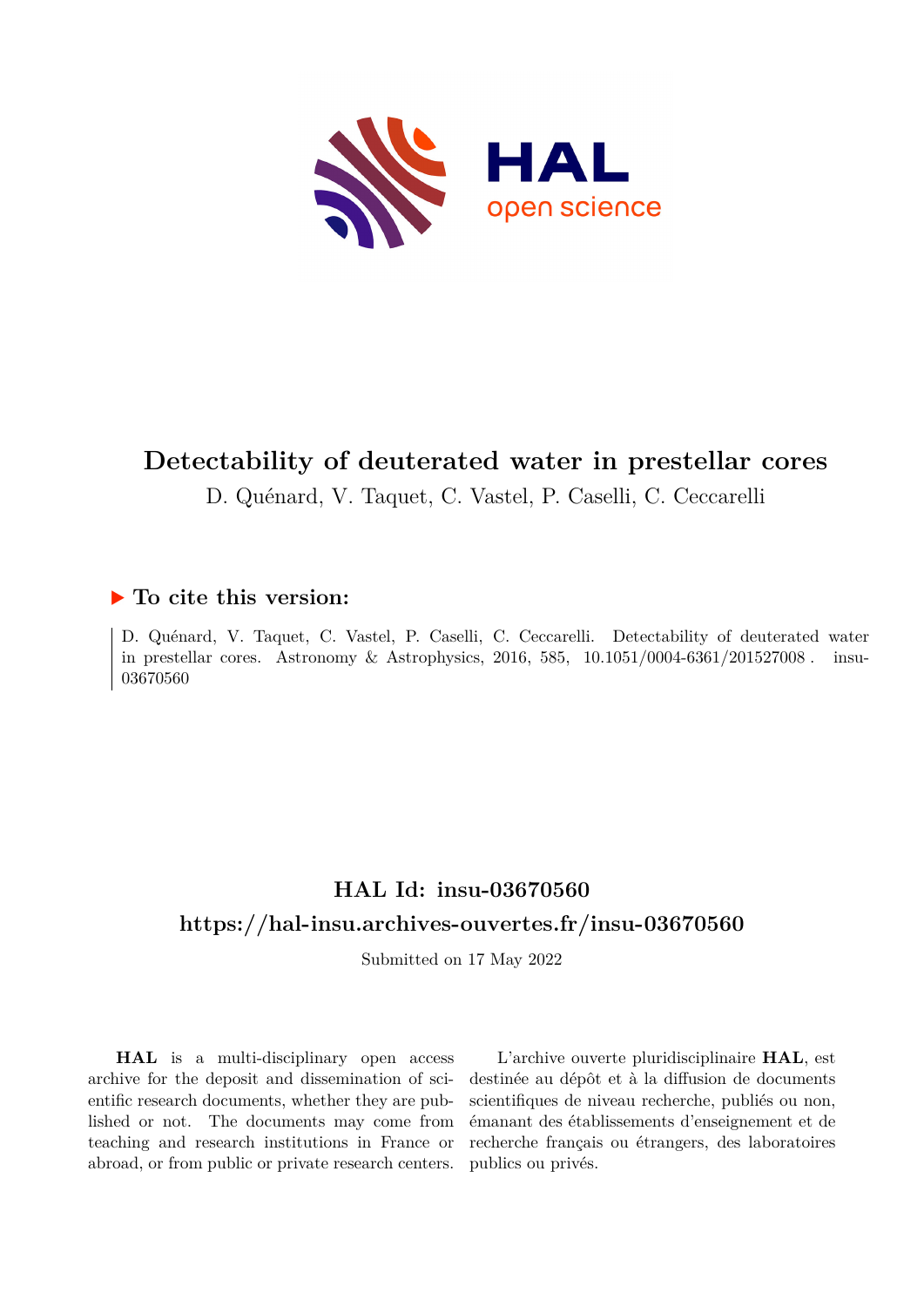# Detectability of deuterated water in prestellar cores

D. Quénard, V. Taquet, C. Vastel, P. Caselli, C. Ceccarelli

## ▶ To cite this version:

D. Quénard, V. Taquet, C. Vastel, P. Caselli, C. Ceccarelli. Detectability of deuterated water in prestellar cores. Astronomy & Astrophysics, 2016, 585, 10.1051/0004-6361/201527008. insu-03670560

## HAL Id: insu-03670560

## https://hal-insu.archives-ouvertes.fr/insu-03670560

Submitted on 17 May 2022

**HAL** is a multi-disciplinary open access archive for the deposit and dissemination of scientific research documents, whether they are published or not. The documents may come from teaching and research institutions in France or abroad, or from public or private research centers.

L'archive ouverte pluridisciplinaire **HAL**, est destinée au dépôt et à la diffusion de documents scientifiques de niveau recherche, publiés ou non, émanant des établissements d'enseignement et de recherche français ou étrangers, des laboratoires publics ou privés.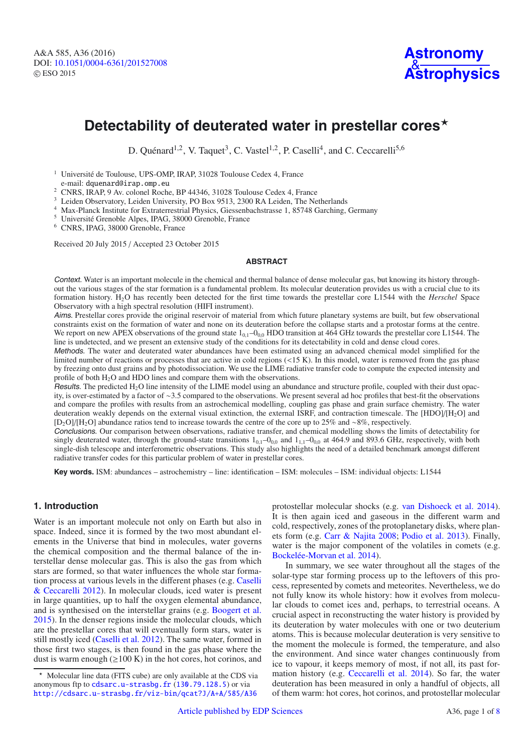# Detectability of deuterated water in prestellar cores*

D. Quénard[1,2], V. Taquet[3], C. Vastel[1,2], P. Caselli[4], and C. Ceccarelli[5,6]

[1] Université de Toulouse, UPS-OMP, IRAP, 31028 Toulouse Cedex 4, France
e-mail: dquenard@irap.omp.eu

[2] CNRS, IRAP, 9 Av. colonel Roche, BP 44346, 31028 Toulouse Cedex 4, France

[3] Leiden Observatory, Leiden University, PO Box 9513, 2300 RA Leiden, The Netherlands

[4] Max-Planck Institute for Extraterrestrial Physics, Giessenbachstrasse 1, 85748 Garching, Germany

[5] Université Grenoble Alpes, IPAG, 38000 Grenoble, France

[6] CNRS, IPAG, 38000 Grenoble, France

Received 20 July 2015 / Accepted 23 October 2015

## ABSTRACT

*Context.* Water is an important molecule in the chemical and thermal balance of dense molecular gas, but knowing its history throughout the various stages of the star formation is a fundamental problem. Its molecular deuteration provides us with a crucial clue to its formation history. $H_2O$ has recently been detected for the first time towards the prestellar core L1544 with the *Herschel* Space Observatory with a high spectral resolution (HIFI instrument).

*Aims.* Prestellar cores provide the original reservoir of material from which future planetary systems are built, but few observational constraints exist on the formation of water and none on its deuteration before the collapse starts and a protostar forms at the centre. We report on new APEX observations of the ground state $1_{0,1}$–$0_{0,0}$ HDO transition at 464 GHz towards the prestellar core L1544. The line is undetected, and we present an extensive study of the conditions for its detectability in cold and dense cloud cores.

*Methods.* The water and deuterated water abundances have been estimated using an advanced chemical model simplified for the limited number of reactions or processes that are active in cold regions (<15 K). In this model, water is removed from the gas phase by freezing onto dust grains and by photodissociation. We use the LIME radiative transfer code to compute the expected intensity and profile of both $H_2O$ and HDO lines and compare them with the observations.

*Results.* The predicted $H_2O$ line intensity of the LIME model using an abundance and structure profile, coupled with their dust opacity, is over-estimated by a factor of ~3.5 compared to the observations. We present several ad hoc profiles that best-fit the observations and compare the profiles with results from an astrochemical modelling, coupling gas phase and grain surface chemistry. The water deuteration weakly depends on the external visual extinction, the external ISRF, and contraction timescale. The [HDO]/[$H_2O$] and [$D_2O$]/[$H_2O$] abundance ratios tend to increase towards the centre of the core up to 25% and ~8%, respectively.

*Conclusions.* Our comparison between observations, radiative transfer, and chemical modelling shows the limits of detectability for singly deuterated water, through the ground-state transitions $1_{0,1}$–$0_{0,0}$ and $1_{1,1}$–$0_{0,0}$ at 464.9 and 893.6 GHz, respectively, with both single-dish telescope and interferometric observations. This study also highlights the need of a detailed benchmark amongst different radiative transfer codes for this particular problem of water in prestellar cores.

**Key words.** ISM: abundances – astrochemistry – line: identification – ISM: molecules – ISM: individual objects: L1544

## 1. Introduction

Water is an important molecule not only on Earth but also in space. Indeed, since it is formed by the two most abundant elements in the Universe that bind in molecules, water governs the chemical composition and the thermal balance of the interstellar dense molecular gas. This is also the gas from which stars are formed, so that water influences the whole star formation process at various levels in the different phases (e.g. Caselli & Ceccarelli 2012). In molecular clouds, iced water is present in large quantities, up to half the oxygen elemental abundance, and is synthesised on the interstellar grains (e.g. Boogert et al. 2015). In the denser regions inside the molecular clouds, which are the prestellar cores that will eventually form stars, water is still mostly iced (Caselli et al. 2012). The same water, formed in those first two stages, is then found in the gas phase where the dust is warm enough (≥100 K) in the hot cores, hot corinos, and protostellar molecular shocks (e.g. van Dishoeck et al. 2014). It is then again iced and gaseous in the different warm and cold, respectively, zones of the protoplanetary disks, where planets form (e.g. Carr & Najita 2008; Podio et al. 2013). Finally, water is the major component of the volatiles in comets (e.g. Bockelée-Morvan et al. 2014).

In summary, we see water throughout all the stages of the solar-type star forming process up to the leftovers of this process, represented by comets and meteorites. Nevertheless, we do not fully know its whole history: how it evolves from molecular clouds to comet ices and, perhaps, to terrestrial oceans. A crucial aspect in reconstructing the water history is provided by its deuteration by water molecules with one or two deuterium atoms. This is because molecular deuteration is very sensitive to the moment the molecule is formed, the temperature, and also the environment. And since water changes continuously from ice to vapour, it keeps memory of most, if not all, its past formation history (e.g. Ceccarelli et al. 2014). So far, the water deuteration has been measured in only a handful of objects, all of them warm: hot cores, hot corinos, and protostellar molecular

\* Molecular line data (FITS cube) are only available at the CDS via anonymous ftp to cdsarc.u-strasbg.fr (130.79.128.5) or via http://cdsarc.u-strasbg.fr/viz-bin/qcat?J/A+A/585/A36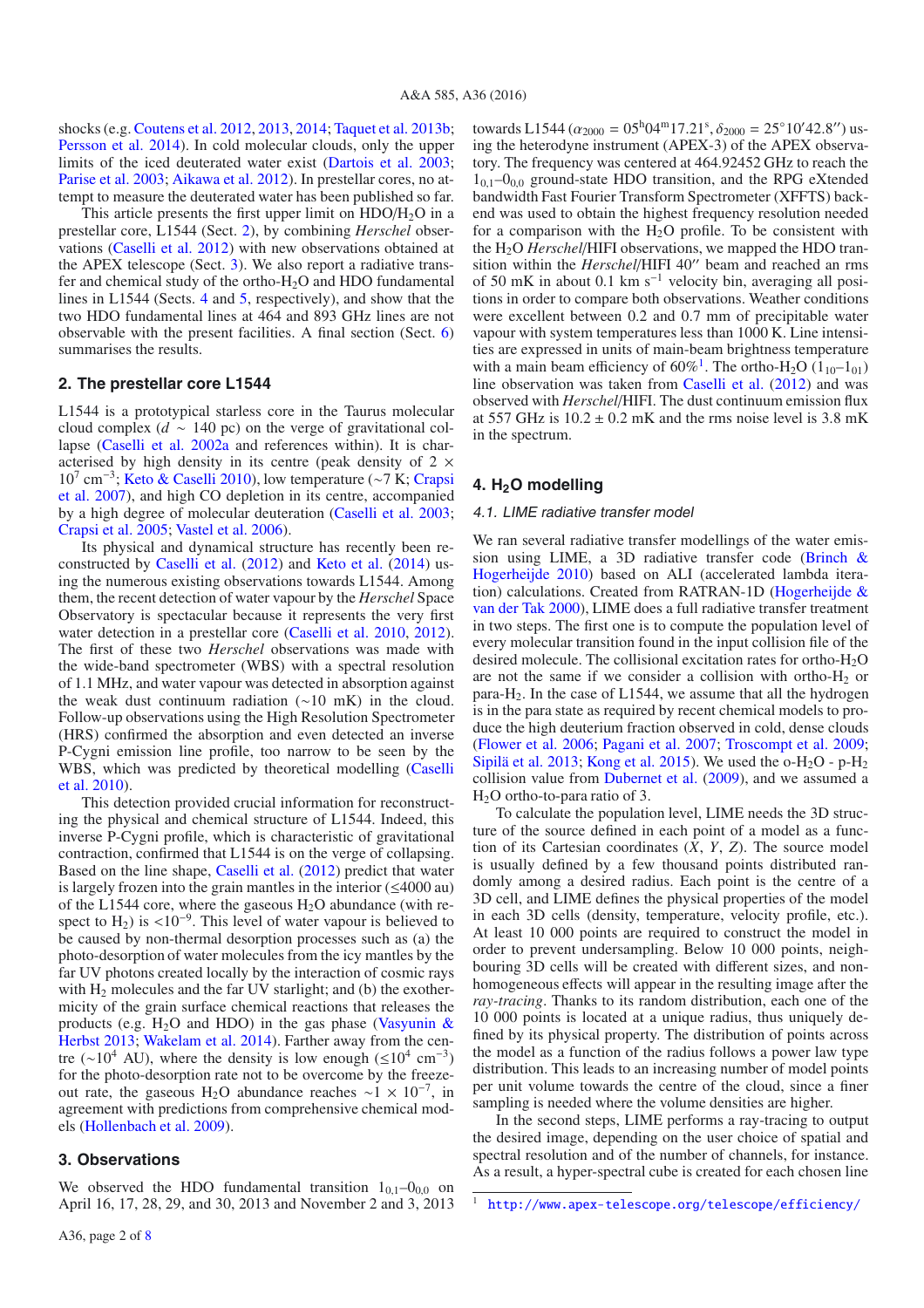shocks (e.g. Coutens et al. 2012, 2013, 2014; Taquet et al. 2013b; Persson et al. 2014). In cold molecular clouds, only the upper limits of the iced deuterated water exist (Dartois et al. 2003; Parise et al. 2003; Aikawa et al. 2012). In prestellar cores, no attempt to measure the deuterated water has been published so far.

This article presents the first upper limit on HDO/$H_2O$ in a prestellar core, L1544 (Sect. 2), by combining *Herschel* observations (Caselli et al. 2012) with new observations obtained at the APEX telescope (Sect. 3). We also report a radiative transfer and chemical study of the ortho-$H_2O$ and HDO fundamental lines in L1544 (Sects. 4 and 5, respectively), and show that the two HDO fundamental lines at 464 and 893 GHz lines are not observable with the present facilities. A final section (Sect. 6) summarises the results.

## 2. The prestellar core L1544

L1544 is a prototypical starless core in the Taurus molecular cloud complex ($d$ ~ 140 pc) on the verge of gravitational collapse (Caselli et al. 2002a and references within). It is characterised by high density in its centre (peak density of $2 \times 10^7$ cm$^{-3}$; Keto & Caselli 2010), low temperature (~7 K; Crapsi et al. 2007), and high CO depletion in its centre, accompanied by a high degree of molecular deuteration (Caselli et al. 2003; Crapsi et al. 2005; Vastel et al. 2006).

Its physical and dynamical structure has recently been reconstructed by Caselli et al. (2012) and Keto et al. (2014) using the numerous existing observations towards L1544. Among them, the recent detection of water vapour by the *Herschel* Space Observatory is spectacular because it represents the very first water detection in a prestellar core (Caselli et al. 2010, 2012). The first of these two *Herschel* observations was made with the wide-band spectrometer (WBS) with a spectral resolution of 1.1 MHz, and water vapour was detected in absorption against the weak dust continuum radiation (~10 mK) in the cloud. Follow-up observations using the High Resolution Spectrometer (HRS) confirmed the absorption and even detected an inverse P-Cygni emission line profile, too narrow to be seen by the WBS, which was predicted by theoretical modelling (Caselli et al. 2010).

This detection provided crucial information for reconstructing the physical and chemical structure of L1544. Indeed, this inverse P-Cygni profile, which is characteristic of gravitational contraction, confirmed that L1544 is on the verge of collapsing. Based on the line shape, Caselli et al. (2012) predict that water is largely frozen into the grain mantles in the interior (≲4000 au) of the L1544 core, where the gaseous $H_2O$ abundance (with respect to $H_2$) is $<10^{-9}$. This level of water vapour is believed to be caused by non-thermal desorption processes such as (a) the photo-desorption of water molecules from the icy mantles by the far UV photons created locally by the interaction of cosmic rays with $H_2$ molecules and the far UV starlight; and (b) the exothermicity of the grain surface chemical reactions that releases their products (e.g. $H_2O$ and HDO) in the gas phase (Vasyunin & Herbst 2013; Wakelam et al. 2014). Farther away from the centre (~$10^4$ AU), where the density is low enough (≲$10^4$ cm$^{-3}$) for the photo-desorption rate not to be overcome by the freeze-out rate, the gaseous $H_2O$ abundance reaches $\sim 1 \times 10^{-7}$, in agreement with predictions from comprehensive chemical models (Hollenbach et al. 2009).

## 3. Observations

We observed the HDO fundamental transition $1_{0,1}$–$0_{0,0}$ on April 16, 17, 28, 29, and 30, 2013 and November 2 and 3, 2013 towards L1544 ($\alpha_{2000}$ = 05$^h$04$^m$17.21$^s$, $\delta_{2000}$ = 25°10′42.8″) using the heterodyne instrument (APEX-3) of the APEX observatory. The frequency was centered at 464.92452 GHz to reach the $1_{0,1}$–$0_{0,0}$ ground-state HDO transition, and the RPG eXtended bandwidth Fast Fourier Transform Spectrometer (XFFTS) backend was used to obtain the highest frequency resolution needed for a comparison with the $H_2O$ profile. To be consistent with the $H_2O$ *Herschel*/HIFI observations, we mapped the HDO transition within the *Herschel*/HIFI 40″ beam and reached an rms of 50 mK in about 0.1 km s$^{-1}$ velocity bin, averaging all positions in order to compare both observations. Weather conditions were excellent between 0.2 and 0.7 mm of precipitable water vapour with system temperatures less than 1000 K. Line intensities are expressed in units of main-beam brightness temperature with a main beam efficiency of 60%[1]. The ortho-$H_2O$ ($1_{10}$–$1_{01}$) line observation was taken from Caselli et al. (2012) and was observed with *Herschel*/HIFI. The dust continuum emission flux at 557 GHz is 10.2 ± 0.2 mK and the rms noise level is 3.8 mK in the spectrum.

## 4. $H_2O$ modelling

### 4.1. LIME radiative transfer model

We ran several radiative transfer modellings of the water emission using LIME, a 3D radiative transfer code (Brinch & Hogerheijde 2010) based on ALI (accelerated lambda iteration) calculations. Created from RATRAN-1D (Hogerheijde & van der Tak 2000), LIME does a full radiative transfer treatment in two steps. The first one is to compute the population level of every molecular transition found in the input collision file of the desired molecule. The collisional excitation rates for ortho-$H_2O$ are not the same if we consider a collision with ortho-$H_2$ or para-$H_2$. In the case of L1544, we assume that all the hydrogen is in the para state as required by recent chemical models to produce the high deuterium fraction observed in cold, dense clouds (Flower et al. 2006; Pagani et al. 2007; Troscompt et al. 2009; Sipilä et al. 2013; Kong et al. 2015). We used the o-$H_2O$ - p-$H_2$ collision value from Dubernet et al. (2009), and we assumed a $H_2O$ ortho-to-para ratio of 3.

To calculate the population level, LIME needs the 3D structure of the source defined in each point of a model as a function of its Cartesian coordinates ($X$, $Y$, $Z$). The source model is usually defined by a few thousand points distributed randomly among a desired radius. Each point is the centre of a 3D cell, and LIME defines the physical properties of the model in each 3D cells (density, temperature, velocity profile, etc.). At least 10 000 points are required to construct the model in order to prevent undersampling. Below 10 000 points, neighbouring 3D cells will be created with different sizes, and non-homogeneous effects will appear in the resulting image after the *ray-tracing*. Thanks to its random distribution, each one of the 10 000 points is located at a unique radius, thus uniquely defined by its physical property. The distribution of points across the model as a function of the radius follows a power law type distribution. This leads to an increasing number of model points per unit volume towards the centre of the cloud, since a finer sampling is needed where the volume densities are higher.

In the second steps, LIME performs a ray-tracing to output the desired image, depending on the user choice of spatial and spectral resolution and of the number of channels, for instance. As a result, a hyper-spectral cube is created for each chosen line

[1] http://www.apex-telescope.org/telescope/efficiency/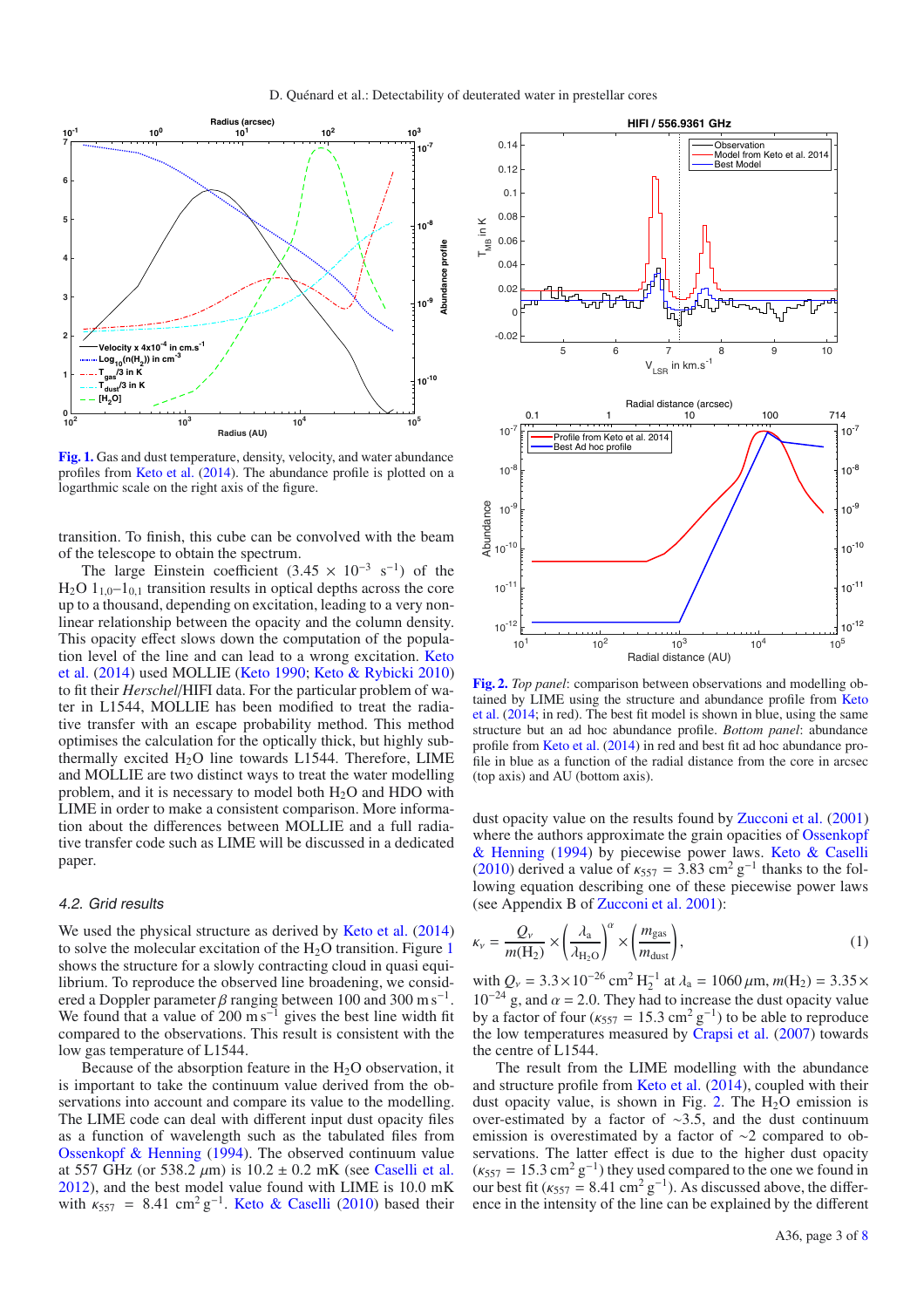**Fig. 1.** Gas and dust temperature, density, velocity, and water abundance profiles from Keto et al. (2014). The abundance profile is plotted on a logarithmic scale on the right axis of the figure.

transition. To finish, this cube can be convolved with the beam of the telescope to obtain the spectrum.

The large Einstein coefficient ($3.45 \times 10^{-3}$ s$^{-1}$) of the $H_2O$ $1_{1,0}$–$1_{0,1}$ transition results in optical depths across the core up to a thousand, depending on excitation, leading to a very non-linear relationship between the opacity and the column density. This opacity effect slows down the computation of the population level of the line and can lead to a wrong excitation. Keto et al. (2014) used MOLLIE (Keto 1990; Keto & Rybicki 2010) to fit their *Herschel*/HIFI data. For the particular problem of water in L1544, MOLLIE has been modified to treat the radiative transfer with an escape probability method. This method optimises the calculation for the optically thick, but highly sub-thermally excited $H_2O$ line towards L1544. Therefore, LIME and MOLLIE are two distinct ways to treat the water modelling problem, and it is necessary to model both $H_2O$ and HDO with LIME in order to make a consistent comparison. More information about the differences between MOLLIE and a full radiative transfer code such as LIME will be discussed in a dedicated paper.

### 4.2. Grid results

We used the physical structure as derived by Keto et al. (2014) to solve the molecular excitation of the $H_2O$ transition. Figure 1 shows the structure for a slowly contracting cloud in quasi equilibrium. To reproduce the observed line broadening, we considered a Doppler parameter $\beta$ ranging between 100 and 300 m s$^{-1}$. We found that a value of 200 m s$^{-1}$ gives the best line width fit compared to the observations. This result is consistent with the low gas temperature of L1544.

Because of the absorption feature in the $H_2O$ observation, it is important to take the continuum value derived from the observations into account and compare its value to the modelling. The LIME code can deal with different input dust opacity files as a function of wavelength such as the tabulated files from Ossenkopf & Henning (1994). The observed continuum value at 557 GHz (or 538.2 $\mu$m) is 10.2 ± 0.2 mK (see Caselli et al. 2012), and the best model value found with LIME is 10.0 mK with $\kappa_{557}$ = 8.41 cm$^2$ g$^{-1}$. Keto & Caselli (2010) based their dust opacity value on the results found by Zucconi et al. (2001) where the authors approximate the grain opacities of Ossenkopf & Henning (1994) by piecewise power laws. Keto & Caselli (2010) derived a value of $\kappa_{557}$ = 3.83 cm$^2$ g$^{-1}$ thanks to the following equation describing one of these piecewise power laws (see Appendix B of Zucconi et al. 2001):

$$\kappa_\nu = \frac{Q_\nu}{m(\mathrm{H_2})} \times \left(\frac{\lambda_\mathrm{a}}{\lambda_{\mathrm{H_2O}}}\right)^\alpha \times \left(\frac{m_\mathrm{gas}}{m_\mathrm{dust}}\right), \tag{1}$$

with $Q_\nu = 3.3\times10^{-26}$ cm$^2$ H$_2^{-1}$ at $\lambda_\mathrm{a}$ = 1060 $\mu$m, $m(\mathrm{H_2}) = 3.35\times10^{-24}$ g, and $\alpha$ = 2.0. They had to increase the dust opacity value by a factor of four ($\kappa_{557}$ = 15.3 cm$^2$ g$^{-1}$) to be able to reproduce the low temperatures measured by Crapsi et al. (2007) towards the centre of L1544.

**Fig. 2.** *Top panel*: comparison between observations and modelling obtained by LIME using the structure and abundance profile from Keto et al. (2014; in red). The best fit model is shown in blue, using the same structure but an ad hoc abundance profile. *Bottom panel*: abundance profile from Keto et al. (2014) in red and best fit ad hoc abundance profile in blue as a function of the radial distance from the core in arcsec (top axis) and AU (bottom axis).

The result from the LIME modelling with the abundance and structure profile from Keto et al. (2014), coupled with their dust opacity value, is shown in Fig. 2. The $H_2O$ emission is over-estimated by a factor of ~3.5, and the dust continuum emission is overestimated by a factor of ~2 compared to observations. The latter effect is due to the higher dust opacity ($\kappa_{557}$ = 15.3 cm$^2$ g$^{-1}$) they used compared to the one we found in our best fit ($\kappa_{557}$ = 8.41 cm$^2$ g$^{-1}$). As discussed above, the difference in the intensity of the line can be explained by the different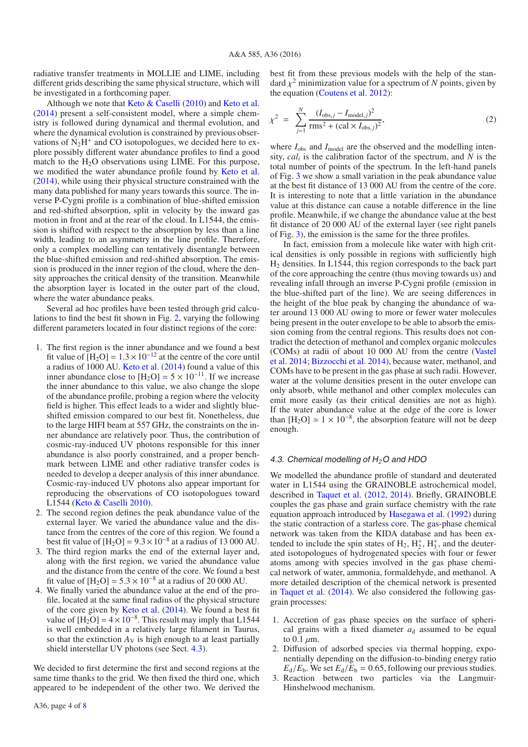radiative transfer treatments in MOLLIE and LIME, including different grids describing the same physical structure, which will be investigated in a forthcoming paper.

Although we note that Keto & Caselli (2010) and Keto et al. (2014) present a self-consistent model, where a simple chemistry is followed during dynamical and thermal evolution, and where the dynamical evolution is constrained by previous observations of $N_2H^+$ and CO isotopologues, we decided here to explore possibly different water abundance profiles to find a good match to the $H_2O$ observations using LIME. For this purpose, we modified the water abundance profile found by Keto et al. (2014), while using their physical structure constrained with the many data published for many years towards this source. The inverse P-Cygni profile is a combination of blue-shifted emission and red-shifted absorption, split in velocity by the inward gas motion in front and at the rear of the cloud. In L1544, the emission is shifted with respect to the absorption by less than a line width, leading to an asymmetry in the line profile. Therefore, only a complex modelling can tentatively disentangle between the blue-shifted emission and red-shifted absorption. The emission is produced in the inner region of the cloud, where the density approaches the critical density of the transition. Meanwhile the absorption layer is located in the outer part of the cloud, where the water abundance peaks.

Several ad hoc profiles have been tested through grid calculations to find the best fit shown in Fig. 2, varying the following different parameters located in four distinct regions of the core:

1. The first region is the inner abundance and we found a best fit value of $[H_2O] = 1.3 \times 10^{-12}$ at the centre of the core until a radius of 1000 AU. Keto et al. (2014) found a value of this inner abundance close to $[H_2O] = 5 \times 10^{-11}$. If we increase the inner abundance to this value, we also change the slope of the abundance profile, probing a region where the velocity field is higher. This effect leads to a wider and slightly blue-shifted emission compared to our best fit. Nonetheless, due to the large HIFI beam at 557 GHz, the constraints on the inner abundance are relatively poor. Thus, the contribution of cosmic-ray-induced UV photons responsible for this inner abundance is also poorly constrained, and a proper benchmark between LIME and other radiative transfer codes is needed to develop a deeper analysis of this inner abundance. Cosmic-ray-induced UV photons also appear important for reproducing the observations of CO isotopologues toward L1544 (Keto & Caselli 2010).
2. The second region defines the peak abundance value of the external layer. We varied the abundance value and the distance from the centres of the core of this region. We found a best fit value of $[H_2O] = 9.3 \times 10^{-8}$ at a radius of 13 000 AU.
3. The third region marks the end of the external layer and, along with the first region, we varied the abundance value and the distance from the centre of the core. We found a best fit value of $[H_2O] = 5.3 \times 10^{-8}$ at a radius of 20 000 AU.
4. We finally varied the abundance value at the end of the profile, located at the same final radius of the physical structure of the core given by Keto et al. (2014). We found a best fit value of $[H_2O] = 4 \times 10^{-8}$. This result may imply that L1544 is well embedded in a relatively large filament in Taurus, so that the extinction $A_V$ is high enough to at least partially shield interstellar UV photons (see Sect. 4.3).

We decided to first determine the first and second regions at the same time thanks to the grid. We then fixed the third one, which appeared to be independent of the other two. We derived the best fit from these previous models with the help of the standard $\chi^2$ minimization value for a spectrum of $N$ points, given by the equation (Coutens et al. 2012):

$$\chi^2 = \sum_{j=1}^{N} \frac{(I_{\mathrm{obs},j} - I_{\mathrm{model},j})^2}{\mathrm{rms}^2 + (\mathrm{cal} \times I_{\mathrm{obs},j})^2}, \tag{2}$$

where $I_{\mathrm{obs}}$ and $I_{\mathrm{model}}$ are the observed and the modelling intensity, $cal_i$ is the calibration factor of the spectrum, and $N$ is the total number of points of the spectrum. In the left-hand panels of Fig. 3 we show a small variation in the peak abundance value at the best fit distance of 13 000 AU from the centre of the core. It is interesting to note that a little variation in the abundance value at this distance can cause a notable difference in the line profile. Meanwhile, if we change the abundance value at the best fit distance of 20 000 AU of the external layer (see right panels of Fig. 3), the emission is the same for the three profiles.

In fact, emission from a molecule like water with high critical densities is only possible in regions with sufficiently high $H_2$ densities. In L1544, this region corresponds to the back part of the core approaching the centre (thus moving towards us) and revealing infall through an inverse P-Cygni profile (emission in the blue-shifted part of the line). We are seeing differences in the height of the blue peak by changing the abundance of water around 13 000 AU owing to more or fewer water molecules being present in the outer envelope to be able to absorb the emission coming from the central regions. This results does not contradict the detection of methanol and complex organic molecules (COMs) at radii of about 10 000 AU from the centre (Vastel et al. 2014; Bizzocchi et al. 2014), because water, methanol, and COMs have to be present in the gas phase at such radii. However, water at the volume densities present in the outer envelope can only absorb, while methanol and other complex molecules can emit more easily (as their critical densities are not as high). If the water abundance value at the edge of the core is lower than $[H_2O] \simeq 1 \times 10^{-8}$, the absorption feature will not be deep enough.

### 4.3. Chemical modelling of $H_2O$ and HDO

We modelled the abundance profile of standard and deuterated water in L1544 using the GRAINOBLE astrochemical model, described in Taquet et al. (2012, 2014). Briefly, GRAINOBLE couples the gas phase and grain surface chemistry with the rate equation approach introduced by Hasegawa et al. (1992) during the static contraction of a starless core. The gas-phase chemical network was taken from the KIDA database and has been extended to include the spin states of $H_2$, $H_2^+$, $H_3^+$, and the deuterated isotopologues of hydrogenated species with four or fewer atoms among with species involved in the gas phase chemical network of water, ammonia, formaldehyde, and methanol. A more detailed description of the chemical network is presented in Taquet et al. (2014). We also considered the following gas-grain processes:

1. Accretion of gas phase species on the surface of spherical grains with a fixed diameter $a_d$ assumed to be equal to 0.1 $\mu$m.
2. Diffusion of adsorbed species via thermal hopping, exponentially depending on the diffusion-to-binding energy ratio $E_d/E_b$. We set $E_d/E_b = 0.65$, following our previous studies.
3. Reaction between two particles via the Langmuir-Hinshelwood mechanism.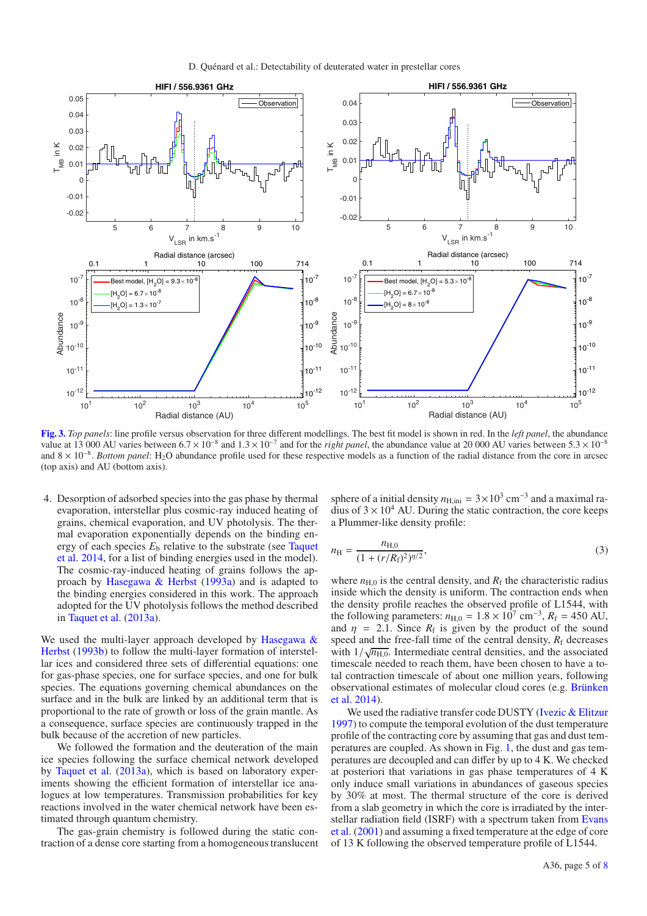**Fig. 3.** *Top panels*: line profile versus observation for three different modellings. The best fit model is shown in red. In the *left panel*, the abundance value at 13 000 AU varies between $6.7 \times 10^{-8}$ and $1.3 \times 10^{-7}$ and for the *right panel*, the abundance value at 20 000 AU varies between $5.3 \times 10^{-8}$ and $8 \times 10^{-8}$. *Bottom panel*: $H_2O$ abundance profile used for these respective models as a function of the radial distance from the core in arcsec (top axis) and AU (bottom axis).

4. Desorption of adsorbed species into the gas phase by thermal evaporation, interstellar plus cosmic-ray induced heating of grains, chemical evaporation, and UV photolysis. The thermal evaporation exponentially depends on the binding energy of each species $E_b$ relative to the substrate (see Taquet et al. 2014, for a list of binding energies used in the model). The cosmic-ray-induced heating of grains follows the approach by Hasegawa & Herbst (1993a) and is adapted to the binding energies considered in this work. The approach adopted for the UV photolysis follows the method described in Taquet et al. (2013a).

We used the multi-layer approach developed by Hasegawa & Herbst (1993b) to follow the multi-layer formation of interstellar ices and considered three sets of differential equations: one for gas-phase species, one for surface species, and one for bulk species. The equations governing chemical abundances on the surface and in the bulk are linked by an additional term that is proportional to the rate of growth or loss of the grain mantle. As a consequence, surface species are continuously trapped in the bulk because of the accretion of new particles.

We followed the formation and the deuteration of the main ice species following the surface chemical network developed by Taquet et al. (2013a), which is based on laboratory experiments showing the efficient formation of interstellar ice analogues at low temperatures. Transmission probabilities for key reactions involved in the water chemical network have been estimated through quantum chemistry.

The gas-grain chemistry is followed during the static contraction of a dense core starting from a homogeneous translucent sphere of a initial density $n_{\rm H,ini} = 3 \times 10^3$ cm$^{-3}$ and a maximal radius of $3 \times 10^4$ AU. During the static contraction, the core keeps a Plummer-like density profile:

$$n_{\rm H} = \frac{n_{\rm H,0}}{(1+(r/R_{\rm f})^2)^{\eta/2}}, \tag{3}$$

where $n_{\rm H,0}$ is the central density, and $R_{\rm f}$ the characteristic radius inside which the density is uniform. The contraction ends when the density profile reaches the observed profile of L1544, with the following parameters: $n_{\rm H,0} = 1.8 \times 10^7$ cm$^{-3}$, $R_{\rm f} = 450$ AU, and $\eta = 2.1$. Since $R_{\rm f}$ is given by the product of the sound speed and the free-fall time of the central density, $R_{\rm f}$ decreases with $1/\sqrt{n_{\rm H,0}}$. Intermediate central densities, and the associated timescale needed to reach them, have been chosen to have a total contraction timescale of about one million years, following observational estimates of molecular cloud cores (e.g. Brünken et al. 2014).

We used the radiative transfer code DUSTY (Ivezic & Elitzur 1997) to compute the temporal evolution of the dust temperature profile of the contracting core by assuming that gas and dust temperatures are coupled. As shown in Fig. 1, the dust and gas temperatures are decoupled and can differ by up to 4 K. We checked at posteriori that variations in gas phase temperatures of 4 K only induce small variations in abundances of gaseous species by 30% at most. The thermal structure of the core is derived from a slab geometry in which the core is irradiated by the interstellar radiation field (ISRF) with a spectrum taken from Evans et al. (2001) and assuming a fixed temperature at the edge of core of 13 K following the observed temperature profile of L1544.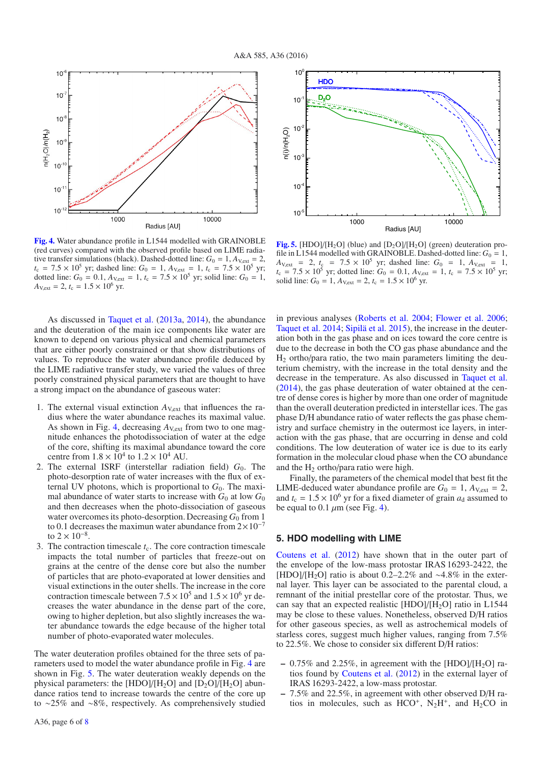**Fig. 4.** Water abundance profile in L1544 modelled with GRAINOBLE (red curves) compared with the observed profile based on LIME radiative transfer simulations (black). Dashed-dotted line: $G_0 = 1$, $A_{V,ext} = 2$, $t_c = 7.5 \times 10^5$ yr; dashed line: $G_0 = 1$, $A_{V,ext} = 1$, $t_c = 7.5 \times 10^5$ yr; dotted line: $G_0 = 0.1$, $A_{V,ext} = 1$, $t_c = 7.5 \times 10^5$ yr; solid line: $G_0 = 1$, $A_{V,ext} = 2$, $t_c = 1.5 \times 10^6$ yr.

**Fig. 5.** [HDO]/[$H_2O$] (blue) and [$D_2O$]/[$H_2O$] (green) deuteration profile in L1544 modelled with GRAINOBLE. Dashed-dotted line: $G_0 = 1$, $A_{V,ext} = 2$, $t_c = 7.5 \times 10^5$ yr; dashed line: $G_0 = 1$, $A_{V,ext} = 1$, $t_c = 7.5 \times 10^5$ yr; dotted line: $G_0 = 0.1$, $A_{V,ext} = 1$, $t_c = 7.5 \times 10^5$ yr; solid line: $G_0 = 1$, $A_{V,ext} = 2$, $t_c = 1.5 \times 10^6$ yr.

As discussed in Taquet et al. (2013a, 2014), the abundance and the deuteration of the main ice components like water are known to depend on various physical and chemical parameters that are either poorly constrained or that show distributions of values. To reproduce the water abundance profile deduced by the LIME radiative transfer study, we varied the values of three poorly constrained physical parameters that are thought to have a strong impact on the abundance of gaseous water:

1. The external visual extinction $A_{V,ext}$ that influences the radius where the water abundance reaches its maximal value. As shown in Fig. 4, decreasing $A_{V,ext}$ from two to one magnitude enhances the photodissociation of water at the edge of the core, shifting its maximal abundance toward the core centre from $1.8 \times 10^4$ to $1.2 \times 10^4$ AU.
2. The external ISRF (interstellar radiation field) $G_0$. The photo-desorption rate of water increases with the flux of external UV photons, which is proportional to $G_0$. The maximal abundance of water starts to increase with $G_0$ at low $G_0$ and then decreases when the photo-dissociation of gaseous water overcomes its photo-desorption. Decreasing $G_0$ from 1 to 0.1 decreases the maximun water abundance from $2 \times 10^{-7}$ to $2 \times 10^{-8}$.
3. The contraction timescale $t_c$. The core contraction timescale impacts the total number of particles that freeze-out on grains at the centre of the dense core but also the number of particles that are photo-evaporated at lower densities and visual extinctions in the outer shells. The increase in the core contraction timescale between $7.5 \times 10^5$ and $1.5 \times 10^6$ yr decreases the water abundance in the dense part of the core, owing to higher depletion, but also slightly increases the water abundance towards the edge because of the higher total number of photo-evaporated water molecules.

The water deuteration profiles obtained for the three sets of parameters used to model the water abundance profile in Fig. 4 are shown in Fig. 5. The water deuteration weakly depends on the physical parameters: the [HDO]/[$H_2O$] and [$D_2O$]/[$H_2O$] abundance ratios tend to increase towards the centre of the core up to ~25% and ~8%, respectively. As comprehensively studied in previous analyses (Roberts et al. 2004; Flower et al. 2006; Taquet et al. 2014; Sipilä et al. 2015), the increase in the deuteration both in the gas phase and on ices toward the core centre is due to the decrease in both the CO gas phase abundance and the $H_2$ ortho/para ratio, the two main parameters limiting the deuterium chemistry, with the increase in the total density and the decrease in the temperature. As also discussed in Taquet et al. (2014), the gas phase deuteration of water obtained at the centre of dense cores is higher by more than one order of magnitude than the overall deuteration predicted in interstellar ices. The gas phase D/H abundance ratio of water reflects the gas phase chemistry and surface chemistry in the outermost ice layers, in interaction with the gas phase, that are occurring in dense and cold conditions. The low deuteration of water ice is due to its early formation in the molecular cloud phase when the CO abundance and the $H_2$ ortho/para ratio were high.

Finally, the parameters of the chemical model that best fit the LIME-deduced water abundance profile are $G_0 = 1$, $A_{V,ext} = 2$, and $t_c = 1.5 \times 10^6$ yr for a fixed diameter of grain $a_d$ assumed to be equal to 0.1 $\mu$m (see Fig. 4).

## 5. HDO modelling with LIME

Coutens et al. (2012) have shown that in the outer part of the envelope of the low-mass protostar IRAS 16293-2422, the [HDO]/[$H_2O$] ratio is about 0.2–2.2% and ~4.8% in the external layer. This layer can be associated to the parental cloud, a remnant of the initial prestellar core of the protostar. Thus, we can say that an expected realistic [HDO]/[$H_2O$] ratio in L1544 may be close to these values. Nonetheless, observed D/H ratios for other gaseous species, as well as astrochemical models of starless cores, suggest much higher values, ranging from 7.5% to 22.5%. We chose to consider six different D/H ratios:

- 0.75% and 2.25%, in agreement with the [HDO]/[$H_2O$] ratios found by Coutens et al. (2012) in the external layer of IRAS 16293-2422, a low-mass protostar.
- 7.5% and 22.5%, in agreement with other observed D/H ratios in molecules, such as $HCO^+$, $N_2H^+$, and $H_2CO$ in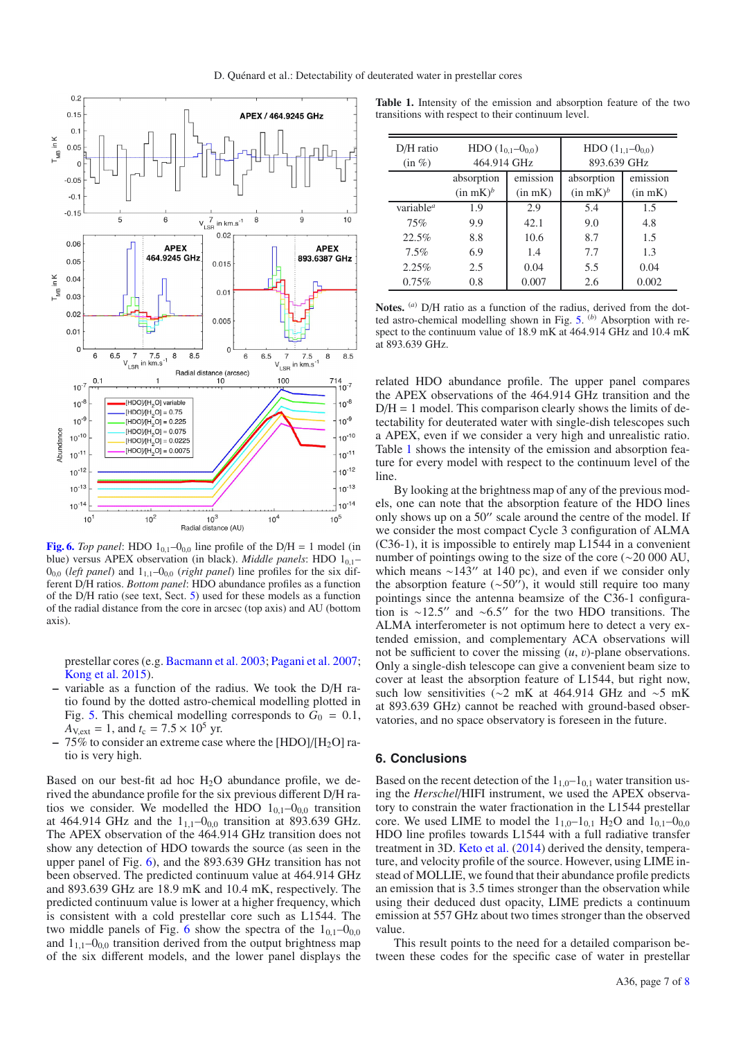**Fig. 6.** *Top panel*: HDO $1_{0,1}$–$0_{0,0}$ line profile of the D/H = 1 model (in blue) versus APEX observation (in black). *Middle panels*: HDO $1_{0,1}$–$0_{0,0}$ (*left panel*) and $1_{1,1}$–$0_{0,0}$ (*right panel*) line profiles for the six different D/H ratios. *Bottom panel*: HDO abundance profiles as a function of the D/H ratio (see text, Sect. 5) used for these models as a function of the radial distance from the core in arcsec (top axis) and AU (bottom axis).

prestellar cores (e.g. Bacmann et al. 2003; Pagani et al. 2007; Kong et al. 2015).

– variable as a function of the radius. We took the D/H ratio found by the dotted astro-chemical modelling plotted in Fig. 5. This chemical modelling corresponds to $G_0 = 0.1$, $A_{V,\rm ext} = 1$, and $t_c = 7.5 \times 10^5$ yr.

– 75% to consider an extreme case where the [HDO]/[$H_2O$] ratio is very high.

Based on our best-fit ad hoc $H_2O$ abundance profile, we derived the abundance profile for the six previous different D/H ratios we consider. We modelled the HDO $1_{0,1}$–$0_{0,0}$ transition at 464.914 GHz and the $1_{1,1}$–$0_{0,0}$ transition at 893.639 GHz. The APEX observation of the 464.914 GHz transition does not show any detection of HDO towards the source (as seen in the upper panel of Fig. 6), and the 893.639 GHz transition has not been observed. The predicted continuum value at 464.914 GHz and 893.639 GHz are 18.9 mK and 10.4 mK, respectively. The predicted continuum value is lower at a higher frequency, which is consistent with a cold prestellar core such as L1544. The two middle panels of Fig. 6 show the spectra of the $1_{0,1}$–$0_{0,0}$ and $1_{1,1}$–$0_{0,0}$ transition derived from the output brightness map of the six different models, and the lower panel displays the related HDO abundance profile. The upper panel compares the APEX observations of the 464.914 GHz transition and the D/H = 1 model. This comparison clearly shows the limits of detectability for deuterated water with single-dish telescopes such a APEX, even if we consider a very high and unrealistic ratio. Table 1 shows the intensity of the emission and absorption feature for every model with respect to the continuum level of the line.

By looking at the brightness map of any of the previous models, one can note that the absorption feature of the HDO lines only shows up on a 50″ scale around the centre of the model. If we consider the most compact Cycle 3 configuration of ALMA (C36-1), it is impossible to entirely map L1544 in a convenient number of pointings owing to the size of the core (∼20 000 AU, which means ∼143″ at 140 pc), and even if we consider only the absorption feature (∼50″), it would still require too many pointings since the antenna beamsize of the C36-1 configuration is ∼12.5″ and ∼6.5″ for the two HDO transitions. The ALMA interferometer is not optimum here to detect a very extended emission, and complementary ACA observations will not be sufficient to cover the missing ($u$, $v$)-plane observations. Only a single-dish telescope can give a convenient beam size to cover at least the absorption feature of L1544, but right now, such low sensitivities (∼2 mK at 464.914 GHz and ∼5 mK at 893.639 GHz) cannot be reached with ground-based observatories, and no space observatory is foreseen in the future.

**Table 1.** Intensity of the emission and absorption feature of the two transitions with respect to their continuum level.

| D/H ratio (in %) | HDO ($1_{0,1}$–$0_{0,0}$) 464.914 GHz | | HDO ($1_{1,1}$–$0_{0,0}$) 893.639 GHz | |
|---|---|---|---|---|
| | absorption (in mK)[b] | emission (in mK) | absorption (in mK)[b] | emission (in mK) |
| variable[a] | 1.9 | 2.9 | 5.4 | 1.5 |
| 75% | 9.9 | 42.1 | 9.0 | 4.8 |
| 22.5% | 8.8 | 10.6 | 8.7 | 1.5 |
| 7.5% | 6.9 | 1.4 | 7.7 | 1.3 |
| 2.25% | 2.5 | 0.04 | 5.5 | 0.04 |
| 0.75% | 0.8 | 0.007 | 2.6 | 0.002 |

**Notes.** [a] D/H ratio as a function of the radius, derived from the dotted astro-chemical modelling shown in Fig. 5. [b] Absorption with respect to the continuum value of 18.9 mK at 464.914 GHz and 10.4 mK at 893.639 GHz.

## 6. Conclusions

Based on the recent detection of the $1_{1,0}$–$1_{0,1}$ water transition using the *Herschel*/HIFI instrument, we used the APEX observatory to constrain the water fractionation in the L1544 prestellar core. We used LIME to model the $1_{1,0}$–$1_{0,1}$ $H_2O$ and $1_{0,1}$–$0_{0,0}$ HDO line profiles towards L1544 with a full radiative transfer treatment in 3D. Keto et al. (2014) derived the density, temperature, and velocity profile of the source. However, using LIME instead of MOLLIE, we found that their abundance profile predicts an emission that is 3.5 times stronger than the observation while using their deduced dust opacity, LIME predicts a continuum emission at 557 GHz about two times stronger than the observed value.

This result points to the need for a detailed comparison between these codes for the specific case of water in prestellar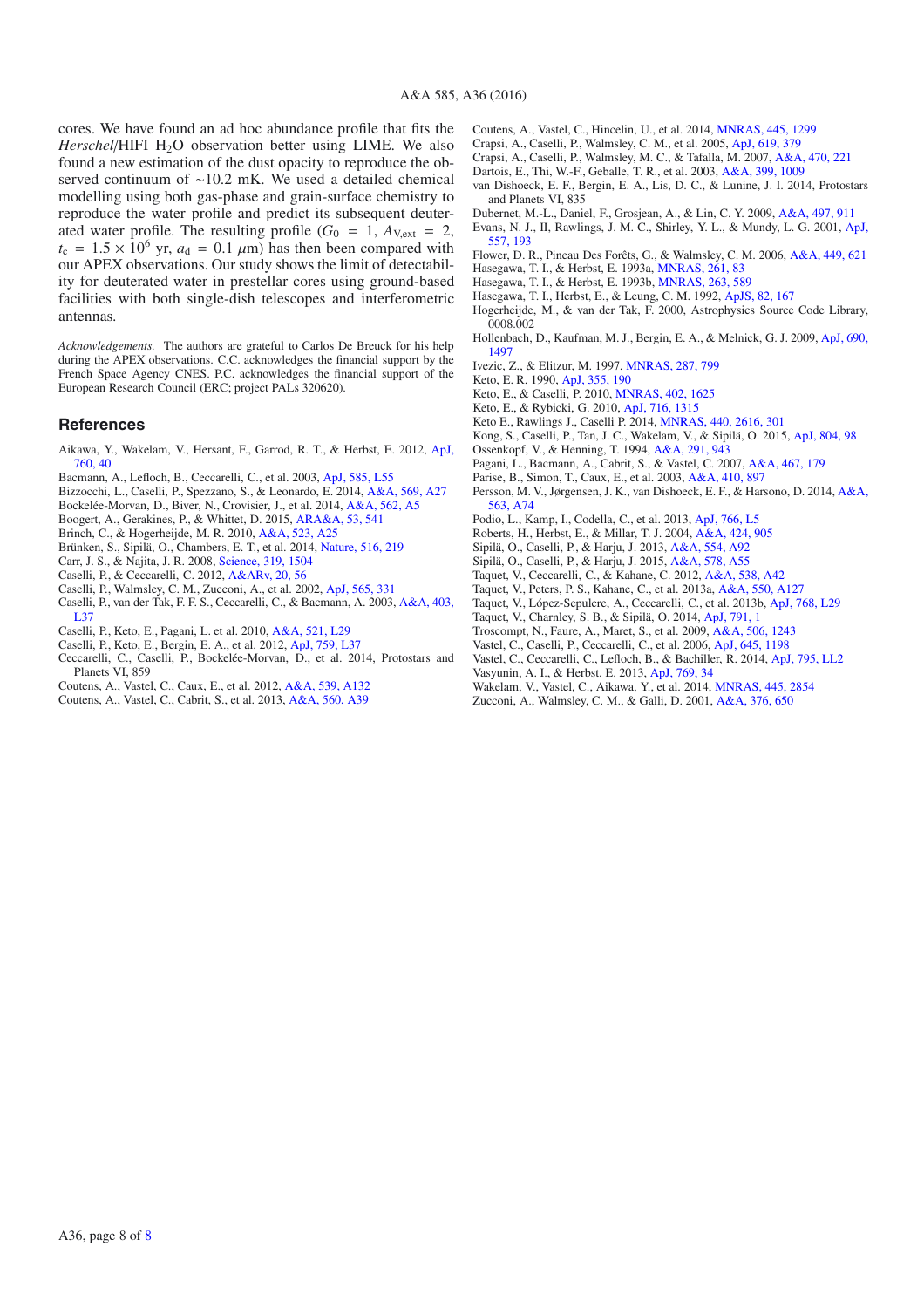cores. We have found an ad hoc abundance profile that fits the *Herschel*/HIFI $H_2O$ observation better using LIME. We also found a new estimation of the dust opacity to reproduce the observed continuum of ~10.2 mK. We used a detailed chemical modelling using both gas-phase and grain-surface chemistry to reproduce the water profile and predict its subsequent deuterated water profile. The resulting profile ($G_0 = 1$, $A_{V,ext} = 2$, $t_c = 1.5 \times 10^6$ yr, $a_d = 0.1$ $\mu$m) has then been compared with our APEX observations. Our study shows the limit of detectability for deuterated water in prestellar cores using ground-based facilities with both single-dish telescopes and interferometric antennas.

*Acknowledgements.* The authors are grateful to Carlos De Breuck for his help during the APEX observations. C.C. acknowledges the financial support by the French Space Agency CNES. P.C. acknowledges the financial support of the European Research Council (ERC; project PALs 320620).

## References

Aikawa, Y., Wakelam, V., Hersant, F., Garrod, R. T., & Herbst, E. 2012, ApJ, 760, 40
Bacmann, A., Lefloch, B., Ceccarelli, C., et al. 2003, ApJ, 585, L55
Bizzocchi, L., Caselli, P., Spezzano, S., & Leonardo, E. 2014, A&A, 569, A27
Bockelée-Morvan, D., Biver, N., Crovisier, J., et al. 2014, A&A, 562, A5
Boogert, A., Gerakines, P., & Whittet, D. 2015, ARA&A, 53, 541
Brinch, C., & Hogerheijde, M. R. 2010, A&A, 523, A25
Brünken, S., Sipilä, O., Chambers, E. T., et al. 2014, Nature, 516, 219
Carr, J. S., & Najita, J. R. 2008, Science, 319, 1504
Caselli, P., & Ceccarelli, C. 2012, A&ARv, 20, 56
Caselli, P., Walmsley, C. M., Zucconi, A., et al. 2002, ApJ, 565, 331
Caselli, P., van der Tak, F. F. S., Ceccarelli, C., & Bacmann, A. 2003, A&A, 403, L37
Caselli, P., Keto, E., Pagani, L. et al. 2010, A&A, 521, L29
Caselli, P., Keto, E., Bergin, E. A., et al. 2012, ApJ, 759, L37
Ceccarelli, C., Caselli, P., Bockelée-Morvan, D., et al. 2014, Protostars and Planets VI, 859
Coutens, A., Vastel, C., Caux, E., et al. 2012, A&A, 539, A132
Coutens, A., Vastel, C., Cabrit, S., et al. 2013, A&A, 560, A39
Coutens, A., Vastel, C., Hincelin, U., et al. 2014, MNRAS, 445, 1299
Crapsi, A., Caselli, P., Walmsley, C. M., et al. 2005, ApJ, 619, 379
Crapsi, A., Caselli, P., Walmsley, M. C., & Tafalla, M. 2007, A&A, 470, 221
Dartois, E., Thi, W.-F., Geballe, T. R., et al. 2003, A&A, 399, 1009
van Dishoeck, E. F., Bergin, E. A., Lis, D. C., & Lunine, J. I. 2014, Protostars and Planets VI, 835
Dubernet, M.-L., Daniel, F., Grosjean, A., & Lin, C. Y. 2009, A&A, 497, 911
Evans, N. J., II, Rawlings, J. M. C., Shirley, Y. L., & Mundy, L. G. 2001, ApJ, 557, 193
Flower, D. R., Pineau Des Forêts, G., & Walmsley, C. M. 2006, A&A, 449, 621
Hasegawa, T. I., & Herbst, E. 1993a, MNRAS, 261, 83
Hasegawa, T. I., & Herbst, E. 1993b, MNRAS, 263, 589
Hasegawa, T. I., Herbst, E., & Leung, C. M. 1992, ApJS, 82, 167
Hogerheijde, M., & van der Tak, F. 2000, Astrophysics Source Code Library, 0008.002
Hollenbach, D., Kaufman, M. J., Bergin, E. A., & Melnick, G. J. 2009, ApJ, 690, 1497
Ivezic, Z., & Elitzur, M. 1997, MNRAS, 287, 799
Keto, E. R. 1990, ApJ, 355, 190
Keto, E., & Caselli, P. 2010, MNRAS, 402, 1625
Keto, E., & Rybicki, G. 2010, ApJ, 716, 1315
Keto E., Rawlings J., Caselli P. 2014, MNRAS, 440, 2616, 301
Kong, S., Caselli, P., Tan, J. C., Wakelam, V., & Sipilä, O. 2015, ApJ, 804, 98
Ossenkopf, V., & Henning, T. 1994, A&A, 291, 943
Pagani, L., Bacmann, A., Cabrit, S., & Vastel, C. 2007, A&A, 467, 179
Parise, B., Simon, T., Caux, E., et al. 2003, A&A, 410, 897
Persson, M. V., Jørgensen, J. K., van Dishoeck, E. F., & Harsono, D. 2014, A&A, 563, A74
Podio, L., Kamp, I., Codella, C., et al. 2013, ApJ, 766, L5
Roberts, H., Herbst, E., & Millar, T. J. 2004, A&A, 424, 905
Sipilä, O., Caselli, P., & Harju, J. 2013, A&A, 554, A92
Sipilä, O., Caselli, P., & Harju, J. 2015, A&A, 578, A55
Taquet, V., Ceccarelli, C., & Kahane, C. 2012, A&A, 538, A42
Taquet, V., Peters, P. S., Kahane, C., et al. 2013a, A&A, 550, A127
Taquet, V., López-Sepulcre, A., Ceccarelli, C., et al. 2013b, ApJ, 768, L29
Taquet, V., Charnley, S. B., & Sipilä, O. 2014, ApJ, 791, 1
Troscompt, N., Faure, A., Maret, S., et al. 2009, A&A, 506, 1243
Vastel, C., Caselli, P., Ceccarelli, C., et al. 2006, ApJ, 645, 1198
Vastel, C., Ceccarelli, C., Lefloch, B., & Bachiller, R. 2014, ApJ, 795, LL2
Vasyunin, A. I., & Herbst, E. 2013, ApJ, 769, 34
Wakelam, V., Vastel, C., Aikawa, Y., et al. 2014, MNRAS, 445, 2854
Zucconi, A., Walmsley, C. M., & Galli, D. 2001, A&A, 376, 650